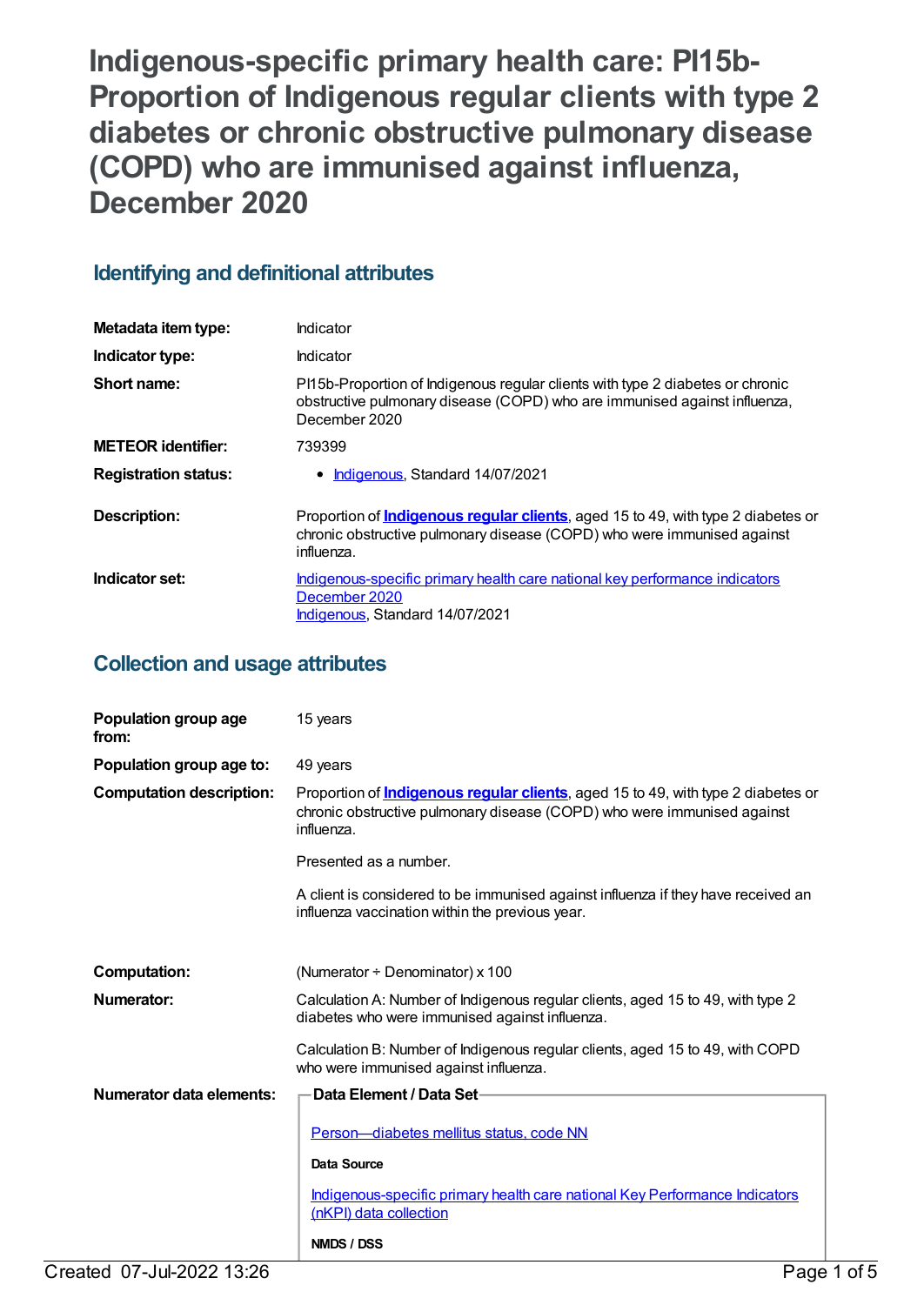# Indigenous-specific primary health care: PI15b-Proportion of Indigenous regular clients with type 2 diabetes or chronic obstructive pulmonary disease (COPD) who are immunised against influenza, December 2020

## Identifying and definitional attributes

| | |
|---|---|
| **Metadata item type:** | Indicator |
| **Indicator type:** | Indicator |
| **Short name:** | PI15b-Proportion of Indigenous regular clients with type 2 diabetes or chronic obstructive pulmonary disease (COPD) who are immunised against influenza, December 2020 |
| **METEOR identifier:** | 739399 |
| **Registration status:** | • Indigenous, Standard 14/07/2021 |
| **Description:** | Proportion of **Indigenous regular clients**, aged 15 to 49, with type 2 diabetes or chronic obstructive pulmonary disease (COPD) who were immunised against influenza. |
| **Indicator set:** | Indigenous-specific primary health care national key performance indicators December 2020<br>Indigenous, Standard 14/07/2021 |

## Collection and usage attributes

| | |
|---|---|
| **Population group age from:** | 15 years |
| **Population group age to:** | 49 years |
| **Computation description:** | Proportion of **Indigenous regular clients**, aged 15 to 49, with type 2 diabetes or chronic obstructive pulmonary disease (COPD) who were immunised against influenza.<br><br>Presented as a number.<br><br>A client is considered to be immunised against influenza if they have received an influenza vaccination within the previous year. |
| **Computation:** | (Numerator ÷ Denominator) x 100 |
| **Numerator:** | Calculation A: Number of Indigenous regular clients, aged 15 to 49, with type 2 diabetes who were immunised against influenza.<br><br>Calculation B: Number of Indigenous regular clients, aged 15 to 49, with COPD who were immunised against influenza. |
| **Numerator data elements:** | **Data Element / Data Set**<br><br>Person—diabetes mellitus status, code NN<br><br>**Data Source**<br><br>Indigenous-specific primary health care national Key Performance Indicators (nKPI) data collection<br><br>**NMDS / DSS** |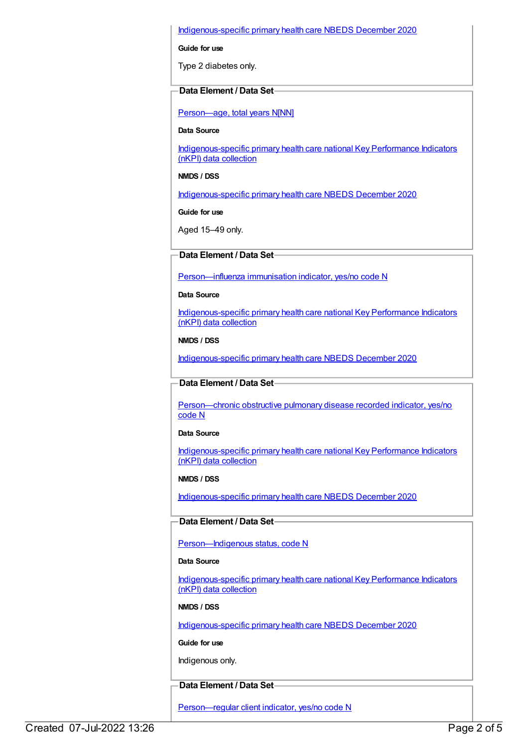Indigenous-specific primary health care NBEDS December 2020

**Guide for use**

Type 2 diabetes only.

**Data Element / Data Set**

Person—age, total years N[NN]

**Data Source**

Indigenous-specific primary health care national Key Performance Indicators (nKPI) data collection

**NMDS / DSS**

Indigenous-specific primary health care NBEDS December 2020

**Guide for use**

Aged 15–49 only.

**Data Element / Data Set**

Person—influenza immunisation indicator, yes/no code N

**Data Source**

Indigenous-specific primary health care national Key Performance Indicators (nKPI) data collection

**NMDS / DSS**

Indigenous-specific primary health care NBEDS December 2020

**Data Element / Data Set**

Person—chronic obstructive pulmonary disease recorded indicator, yes/no code N

**Data Source**

Indigenous-specific primary health care national Key Performance Indicators (nKPI) data collection

**NMDS / DSS**

Indigenous-specific primary health care NBEDS December 2020

**Data Element / Data Set**

Person—Indigenous status, code N

**Data Source**

Indigenous-specific primary health care national Key Performance Indicators (nKPI) data collection

**NMDS / DSS**

Indigenous-specific primary health care NBEDS December 2020

**Guide for use**

Indigenous only.

**Data Element / Data Set**

Person—regular client indicator, yes/no code N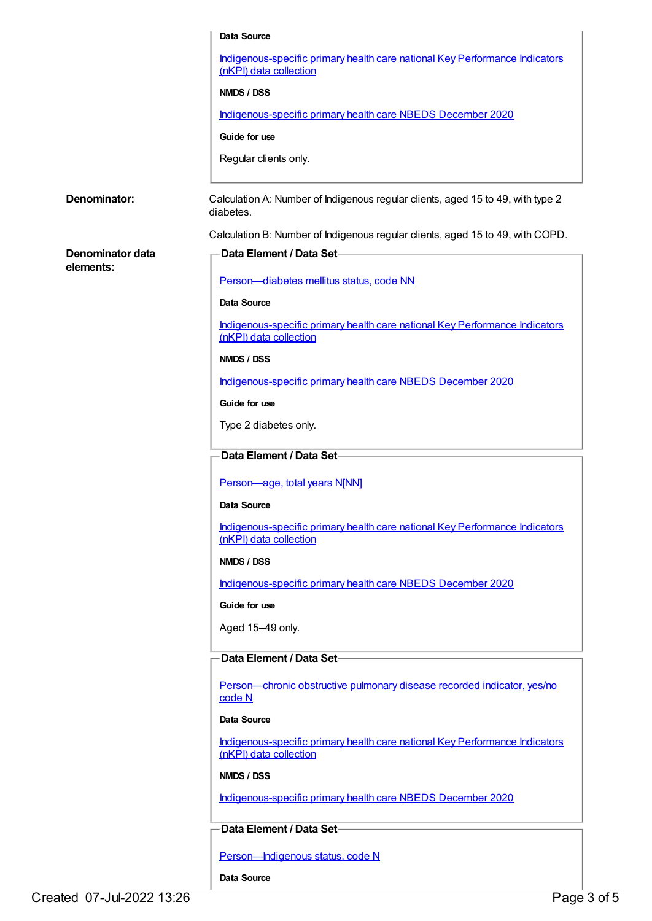**Data Source**

Indigenous-specific primary health care national Key Performance Indicators (nKPI) data collection

**NMDS / DSS**

Indigenous-specific primary health care NBEDS December 2020

**Guide for use**

Regular clients only.

**Denominator:**

Calculation A: Number of Indigenous regular clients, aged 15 to 49, with type 2 diabetes.

Calculation B: Number of Indigenous regular clients, aged 15 to 49, with COPD.

**Denominator data elements:**

**Data Element / Data Set**

Person—diabetes mellitus status, code NN

**Data Source**

Indigenous-specific primary health care national Key Performance Indicators (nKPI) data collection

**NMDS / DSS**

Indigenous-specific primary health care NBEDS December 2020

**Guide for use**

Type 2 diabetes only.

**Data Element / Data Set**

Person—age, total years N[NN]

**Data Source**

Indigenous-specific primary health care national Key Performance Indicators (nKPI) data collection

**NMDS / DSS**

Indigenous-specific primary health care NBEDS December 2020

**Guide for use**

Aged 15–49 only.

**Data Element / Data Set**

Person—chronic obstructive pulmonary disease recorded indicator, yes/no code N

**Data Source**

Indigenous-specific primary health care national Key Performance Indicators (nKPI) data collection

**NMDS / DSS**

Indigenous-specific primary health care NBEDS December 2020

**Data Element / Data Set**

Person—Indigenous status, code N

**Data Source**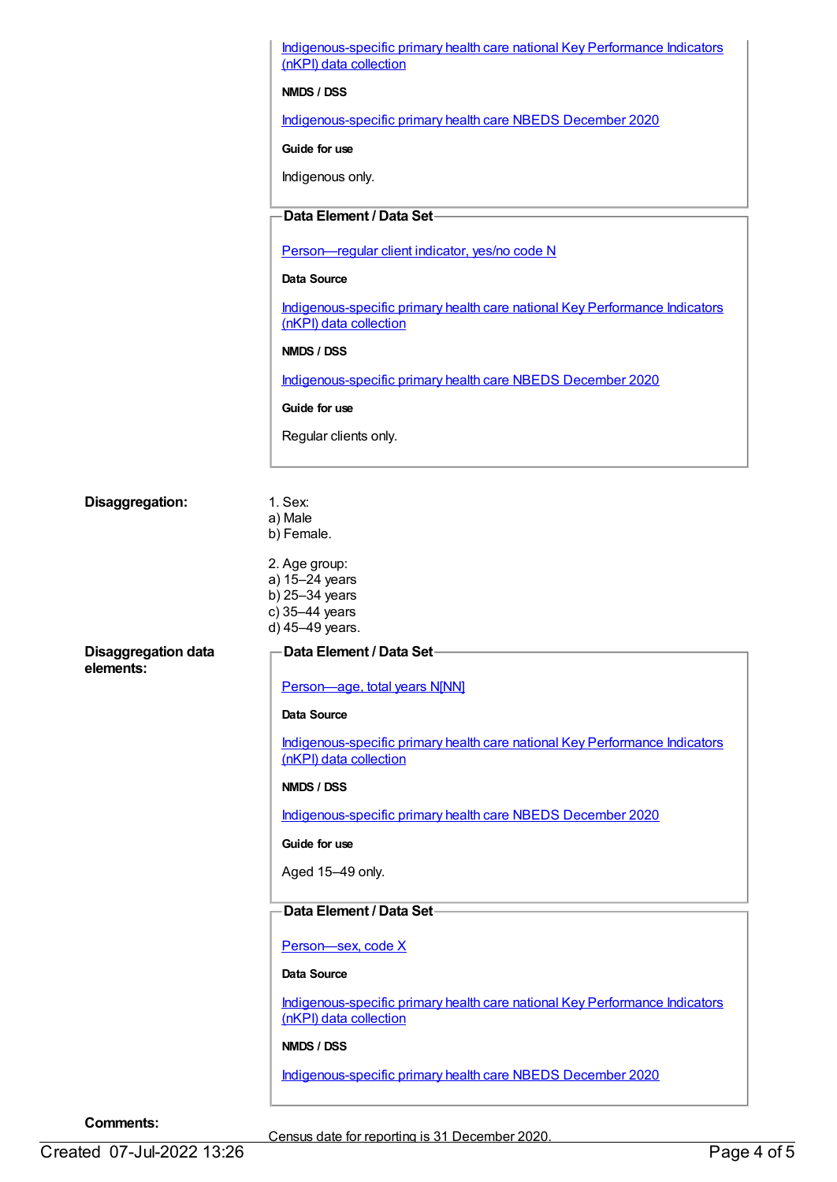Indigenous-specific primary health care national Key Performance Indicators (nKPI) data collection

**NMDS / DSS**

Indigenous-specific primary health care NBEDS December 2020

**Guide for use**

Indigenous only.

**Data Element / Data Set**

Person—regular client indicator, yes/no code N

**Data Source**

Indigenous-specific primary health care national Key Performance Indicators (nKPI) data collection

**NMDS / DSS**

Indigenous-specific primary health care NBEDS December 2020

**Guide for use**

Regular clients only.

**Disaggregation:**

1. Sex:
a) Male
b) Female.

2. Age group:
a) 15–24 years
b) 25–34 years
c) 35–44 years
d) 45–49 years.

**Disaggregation data elements:**

**Data Element / Data Set**

Person—age, total years N[NN]

**Data Source**

Indigenous-specific primary health care national Key Performance Indicators (nKPI) data collection

**NMDS / DSS**

Indigenous-specific primary health care NBEDS December 2020

**Guide for use**

Aged 15–49 only.

**Data Element / Data Set**

Person—sex, code X

**Data Source**

Indigenous-specific primary health care national Key Performance Indicators (nKPI) data collection

**NMDS / DSS**

Indigenous-specific primary health care NBEDS December 2020

**Comments:**

Census date for reporting is 31 December 2020.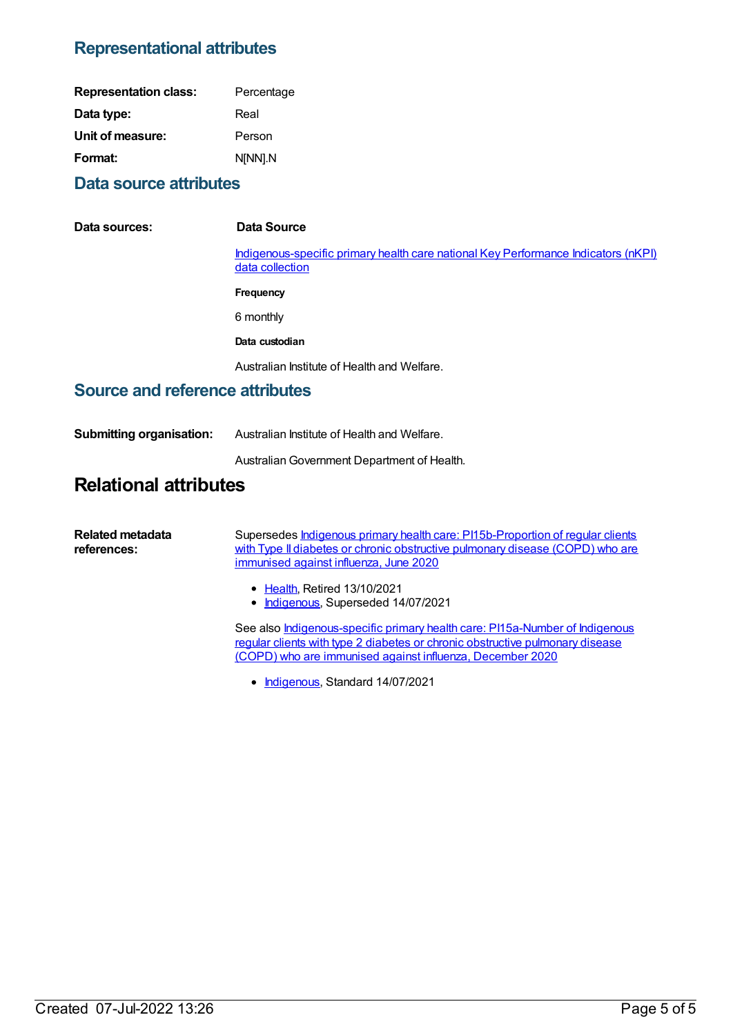## Representational attributes

**Representation class:** Percentage

**Data type:** Real

**Unit of measure:** Person

**Format:** N[NN].N

## Data source attributes

**Data sources:**

**Data Source**

Indigenous-specific primary health care national Key Performance Indicators (nKPI) data collection

**Frequency**

6 monthly

**Data custodian**

Australian Institute of Health and Welfare.

## Source and reference attributes

**Submitting organisation:** Australian Institute of Health and Welfare.

Australian Government Department of Health.

# Relational attributes

**Related metadata references:**

Supersedes Indigenous primary health care: PI15b-Proportion of regular clients with Type II diabetes or chronic obstructive pulmonary disease (COPD) who are immunised against influenza, June 2020

- Health, Retired 13/10/2021
- Indigenous, Superseded 14/07/2021

See also Indigenous-specific primary health care: PI15a-Number of Indigenous regular clients with type 2 diabetes or chronic obstructive pulmonary disease (COPD) who are immunised against influenza, December 2020

- Indigenous, Standard 14/07/2021